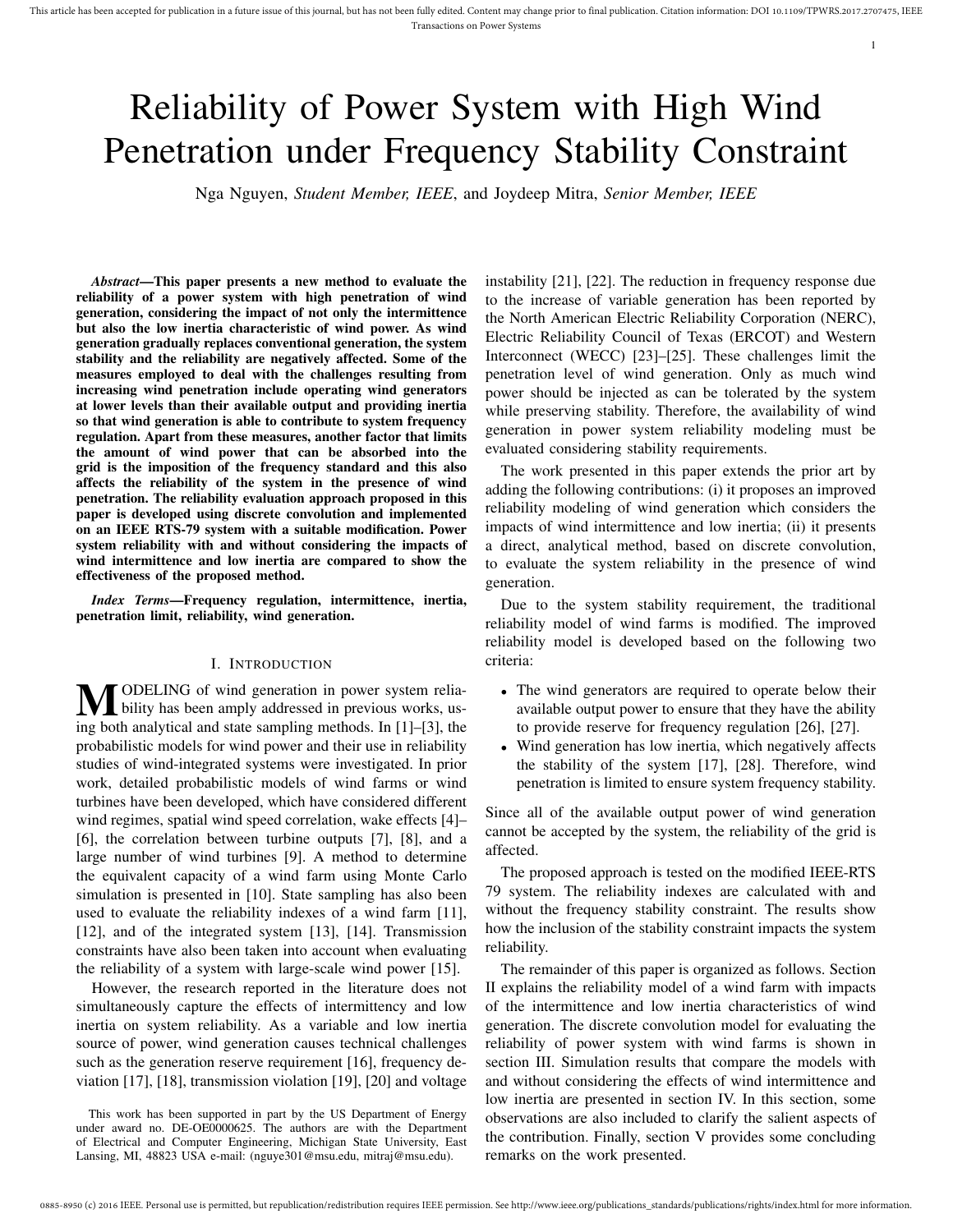# Reliability of Power System with High Wind Penetration under Frequency Stability Constraint

Nga Nguyen, *Student Member, IEEE*, and Joydeep Mitra, *Senior Member, IEEE*

***Abstract*—This paper presents a new method to evaluate the reliability of a power system with high penetration of wind generation, considering the impact of not only the intermittence but also the low inertia characteristic of wind power. As wind generation gradually replaces conventional generation, the system stability and the reliability are negatively affected. Some of the measures employed to deal with the challenges resulting from increasing wind penetration include operating wind generators at lower levels than their available output and providing inertia so that wind generation is able to contribute to system frequency regulation. Apart from these measures, another factor that limits the amount of wind power that can be absorbed into the grid is the imposition of the frequency standard and this also affects the reliability of the system in the presence of wind penetration. The reliability evaluation approach proposed in this paper is developed using discrete convolution and implemented on an IEEE RTS-79 system with a suitable modification. Power system reliability with and without considering the impacts of wind intermittence and low inertia are compared to show the effectiveness of the proposed method.**

***Index Terms*—Frequency regulation, intermittence, inertia, penetration limit, reliability, wind generation.**

## I. Introduction

MODELING of wind generation in power system reliability has been amply addressed in previous works, using both analytical and state sampling methods. In [1]–[3], the probabilistic models for wind power and their use in reliability studies of wind-integrated systems were investigated. In prior work, detailed probabilistic models of wind farms or wind turbines have been developed, which have considered different wind regimes, spatial wind speed correlation, wake effects [4]–[6], the correlation between turbine outputs [7], [8], and a large number of wind turbines [9]. A method to determine the equivalent capacity of a wind farm using Monte Carlo simulation is presented in [10]. State sampling has also been used to evaluate the reliability indexes of a wind farm [11], [12], and of the integrated system [13], [14]. Transmission constraints have also been taken into account when evaluating the reliability of a system with large-scale wind power [15].

However, the research reported in the literature does not simultaneously capture the effects of intermittency and low inertia on system reliability. As a variable and low inertia source of power, wind generation causes technical challenges such as the generation reserve requirement [16], frequency deviation [17], [18], transmission violation [19], [20] and voltage instability [21], [22]. The reduction in frequency response due to the increase of variable generation has been reported by the North American Electric Reliability Corporation (NERC), Electric Reliability Council of Texas (ERCOT) and Western Interconnect (WECC) [23]–[25]. These challenges limit the penetration level of wind generation. Only as much wind power should be injected as can be tolerated by the system while preserving stability. Therefore, the availability of wind generation in power system reliability modeling must be evaluated considering stability requirements.

The work presented in this paper extends the prior art by adding the following contributions: (i) it proposes an improved reliability modeling of wind generation which considers the impacts of wind intermittence and low inertia; (ii) it presents a direct, analytical method, based on discrete convolution, to evaluate the system reliability in the presence of wind generation.

Due to the system stability requirement, the traditional reliability model of wind farms is modified. The improved reliability model is developed based on the following two criteria:

- The wind generators are required to operate below their available output power to ensure that they have the ability to provide reserve for frequency regulation [26], [27].
- Wind generation has low inertia, which negatively affects the stability of the system [17], [28]. Therefore, wind penetration is limited to ensure system frequency stability.

Since all of the available output power of wind generation cannot be accepted by the system, the reliability of the grid is affected.

The proposed approach is tested on the modified IEEE-RTS 79 system. The reliability indexes are calculated with and without the frequency stability constraint. The results show how the inclusion of the stability constraint impacts the system reliability.

The remainder of this paper is organized as follows. Section II explains the reliability model of a wind farm with impacts of the intermittence and low inertia characteristics of wind generation. The discrete convolution model for evaluating the reliability of power system with wind farms is shown in section III. Simulation results that compare the models with and without considering the effects of wind intermittence and low inertia are presented in section IV. In this section, some observations are also included to clarify the salient aspects of the contribution. Finally, section V provides some concluding remarks on the work presented.

This work has been supported in part by the US Department of Energy under award no. DE-OE0000625. The authors are with the Department of Electrical and Computer Engineering, Michigan State University, East Lansing, MI, 48823 USA e-mail: (nguye301@msu.edu, mitraj@msu.edu).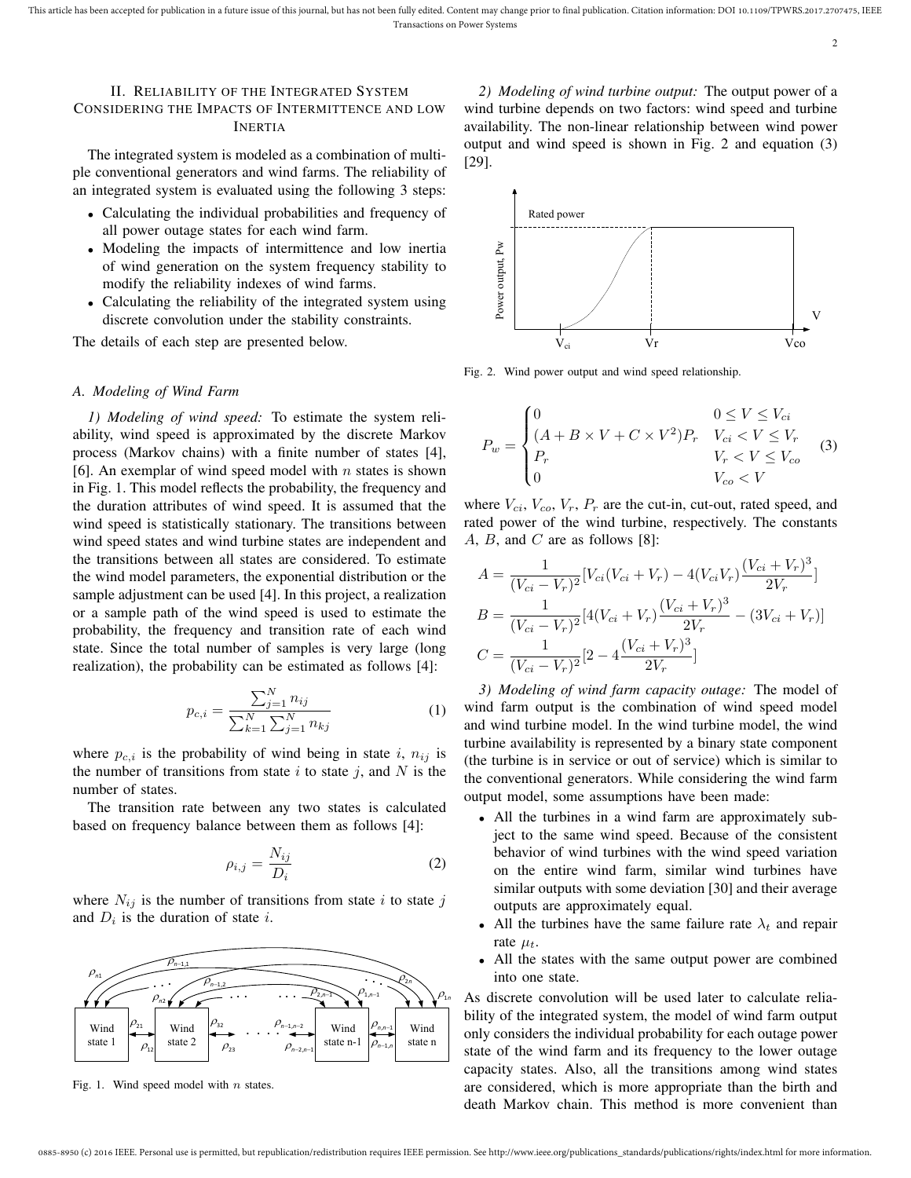## II. Reliability of the Integrated System Considering the Impacts of Intermittence and Low Inertia

The integrated system is modeled as a combination of multiple conventional generators and wind farms. The reliability of an integrated system is evaluated using the following 3 steps:

- Calculating the individual probabilities and frequency of all power outage states for each wind farm.
- Modeling the impacts of intermittence and low inertia of wind generation on the system frequency stability to modify the reliability indexes of wind farms.
- Calculating the reliability of the integrated system using discrete convolution under the stability constraints.

The details of each step are presented below.

### A. Modeling of Wind Farm

*1) Modeling of wind speed:* To estimate the system reliability, wind speed is approximated by the discrete Markov process (Markov chains) with a finite number of states [4], [6]. An exemplar of wind speed model with $n$ states is shown in Fig. 1. This model reflects the probability, the frequency and the duration attributes of wind speed. It is assumed that the wind speed is statistically stationary. The transitions between wind speed states and wind turbine states are independent and the transitions between all states are considered. To estimate the wind model parameters, the exponential distribution or the sample adjustment can be used [4]. In this project, a realization or a sample path of the wind speed is used to estimate the probability, the frequency and transition rate of each wind state. Since the total number of samples is very large (long realization), the probability can be estimated as follows [4]:

$$p_{c,i} = \frac{\sum_{j=1}^{N} n_{ij}}{\sum_{k=1}^{N}\sum_{j=1}^{N} n_{kj}} \tag{1}$$

where $p_{c,i}$ is the probability of wind being in state $i$, $n_{ij}$ is the number of transitions from state $i$ to state $j$, and $N$ is the number of states.

The transition rate between any two states is calculated based on frequency balance between them as follows [4]:

$$\rho_{i,j} = \frac{N_{ij}}{D_i} \tag{2}$$

where $N_{ij}$ is the number of transitions from state $i$ to state $j$ and $D_i$ is the duration of state $i$.

Fig. 1. Wind speed model with $n$ states.

*2) Modeling of wind turbine output:* The output power of a wind turbine depends on two factors: wind speed and turbine availability. The non-linear relationship between wind power output and wind speed is shown in Fig. 2 and equation (3) [29].

Fig. 2. Wind power output and wind speed relationship.

$$P_w = \begin{cases} 0 & 0 \le V \le V_{ci} \\ (A + B \times V + C \times V^2)P_r & V_{ci} < V \le V_r \\ P_r & V_r < V \le V_{co} \\ 0 & V_{co} < V \end{cases} \tag{3}$$

where $V_{ci}$, $V_{co}$, $V_r$, $P_r$ are the cut-in, cut-out, rated speed, and rated power of the wind turbine, respectively. The constants $A$, $B$, and $C$ are as follows [8]:

$$A = \frac{1}{(V_{ci} - V_r)^2}[V_{ci}(V_{ci} + V_r) - 4(V_{ci}V_r)\frac{(V_{ci} + V_r)^3}{2V_r}]$$

$$B = \frac{1}{(V_{ci} - V_r)^2}[4(V_{ci} + V_r)\frac{(V_{ci} + V_r)^3}{2V_r} - (3V_{ci} + V_r)]$$

$$C = \frac{1}{(V_{ci} - V_r)^2}[2 - 4\frac{(V_{ci} + V_r)^3}{2V_r}]$$

*3) Modeling of wind farm capacity outage:* The model of wind farm output is the combination of wind speed model and wind turbine model. In the wind turbine model, the wind turbine availability is represented by a binary state component (the turbine is in service or out of service) which is similar to the conventional generators. While considering the wind farm output model, some assumptions have been made:

- All the turbines in a wind farm are approximately subject to the same wind speed. Because of the consistent behavior of wind turbines with the wind speed variation on the entire wind farm, similar wind turbines have similar outputs with some deviation [30] and their average outputs are approximately equal.
- All the turbines have the same failure rate $\lambda_t$ and repair rate $\mu_t$.
- All the states with the same output power are combined into one state.

As discrete convolution will be used later to calculate reliability of the integrated system, the model of wind farm output only considers the individual probability for each outage power state of the wind farm and its frequency to the lower outage capacity states. Also, all the transitions among wind states are considered, which is more appropriate than the birth and death Markov chain. This method is more convenient than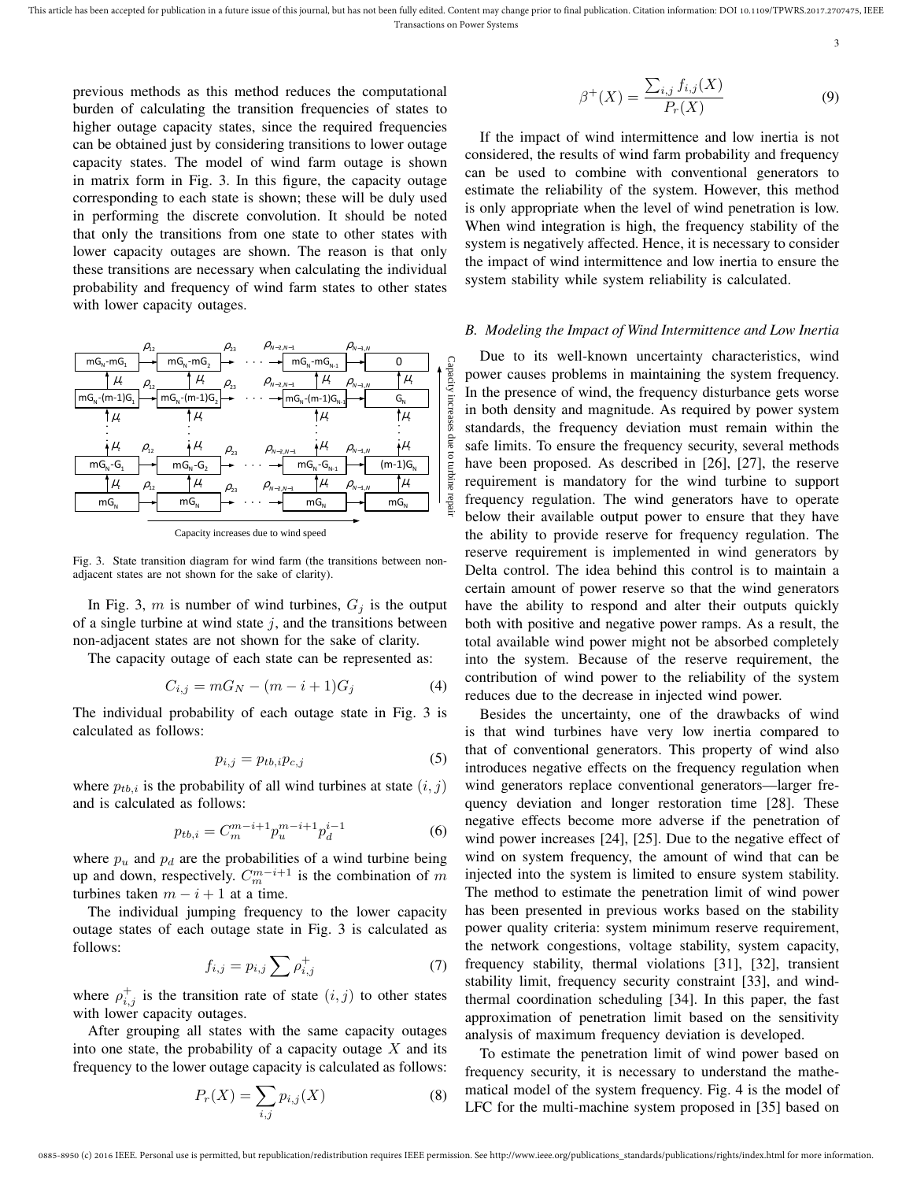previous methods as this method reduces the computational burden of calculating the transition frequencies of states to higher outage capacity states, since the required frequencies can be obtained just by considering transitions to lower outage capacity states. The model of wind farm outage is shown in matrix form in Fig. 3. In this figure, the capacity outage corresponding to each state is shown; these will be duly used in performing the discrete convolution. It should be noted that only the transitions from one state to other states with lower capacity outages are shown. The reason is that only these transitions are necessary when calculating the individual probability and frequency of wind farm states to other states with lower capacity outages.

Fig. 3. State transition diagram for wind farm (the transitions between non-adjacent states are not shown for the sake of clarity).

In Fig. 3, $m$ is number of wind turbines, $G_j$ is the output of a single turbine at wind state $j$, and the transitions between non-adjacent states are not shown for the sake of clarity.

The capacity outage of each state can be represented as:

$$C_{i,j} = mG_N - (m - i + 1)G_j \tag{4}$$

The individual probability of each outage state in Fig. 3 is calculated as follows:

$$p_{i,j} = p_{tb,i}p_{c,j} \tag{5}$$

where $p_{tb,i}$ is the probability of all wind turbines at state $(i, j)$ and is calculated as follows:

$$p_{tb,i} = C_m^{m-i+1} p_u^{m-i+1} p_d^{i-1} \tag{6}$$

where $p_u$ and $p_d$ are the probabilities of a wind turbine being up and down, respectively. $C_m^{m-i+1}$ is the combination of $m$ turbines taken $m - i + 1$ at a time.

The individual jumping frequency to the lower capacity outage states of each outage state in Fig. 3 is calculated as follows:

$$f_{i,j} = p_{i,j} \sum \rho_{i,j}^{+} \tag{7}$$

where $\rho_{i,j}^{+}$ is the transition rate of state $(i, j)$ to other states with lower capacity outages.

After grouping all states with the same capacity outages into one state, the probability of a capacity outage $X$ and its frequency to the lower outage capacity is calculated as follows:

$$P_r(X) = \sum_{i,j} p_{i,j}(X) \tag{8}$$

$$\beta^{+}(X) = \frac{\sum_{i,j} f_{i,j}(X)}{P_r(X)} \tag{9}$$

If the impact of wind intermittence and low inertia is not considered, the results of wind farm probability and frequency can be used to combine with conventional generators to estimate the reliability of the system. However, this method is only appropriate when the level of wind penetration is low. When wind integration is high, the frequency stability of the system is negatively affected. Hence, it is necessary to consider the impact of wind intermittence and low inertia to ensure the system stability while system reliability is calculated.

### *B. Modeling the Impact of Wind Intermittence and Low Inertia*

Due to its well-known uncertainty characteristics, wind power causes problems in maintaining the system frequency. In the presence of wind, the frequency disturbance gets worse in both density and magnitude. As required by power system standards, the frequency deviation must remain within the safe limits. To ensure the frequency security, several methods have been proposed. As described in [26], [27], the reserve requirement is mandatory for the wind turbine to support frequency regulation. The wind generators have to operate below their available output power to ensure that they have the ability to provide reserve for frequency regulation. The reserve requirement is implemented in wind generators by Delta control. The idea behind this control is to maintain a certain amount of power reserve so that the wind generators have the ability to respond and alter their outputs quickly both with positive and negative power ramps. As a result, the total available wind power might not be absorbed completely into the system. Because of the reserve requirement, the contribution of wind power to the reliability of the system reduces due to the decrease in injected wind power.

Besides the uncertainty, one of the drawbacks of wind is that wind turbines have very low inertia compared to that of conventional generators. This property of wind also introduces negative effects on the frequency regulation when wind generators replace conventional generators—larger frequency deviation and longer restoration time [28]. These negative effects become more adverse if the penetration of wind power increases [24], [25]. Due to the negative effect of wind on system frequency, the amount of wind that can be injected into the system is limited to ensure system stability. The method to estimate the penetration limit of wind power has been presented in previous works based on the stability power quality criteria: system minimum reserve requirement, the network congestions, voltage stability, system capacity, frequency stability, thermal violations [31], [32], transient stability limit, frequency security constraint [33], and wind-thermal coordination scheduling [34]. In this paper, the fast approximation of penetration limit based on the sensitivity analysis of maximum frequency deviation is developed.

To estimate the penetration limit of wind power based on frequency security, it is necessary to understand the mathematical model of the system frequency. Fig. 4 is the model of LFC for the multi-machine system proposed in [35] based on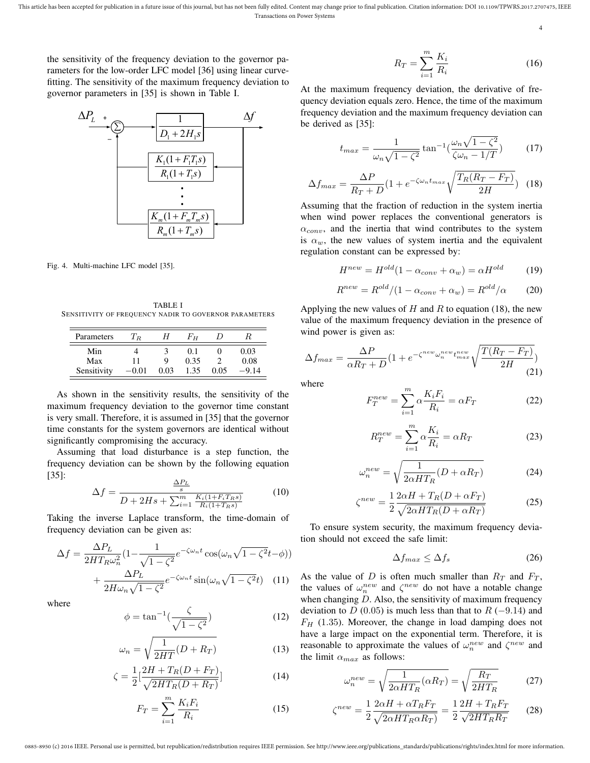the sensitivity of the frequency deviation to the governor parameters for the low-order LFC model [36] using linear curve-fitting. The sensitivity of the maximum frequency deviation to governor parameters in [35] is shown in Table I.

Fig. 4. Multi-machine LFC model [35].

TABLE I
SENSITIVITY OF FREQUENCY NADIR TO GOVERNOR PARAMETERS

| Parameters | $T_R$ | $H$ | $F_H$ | $D$ | $R$ |
|---|---|---|---|---|---|
| Min | 4 | 3 | 0.1 | 0 | 0.03 |
| Max | 11 | 9 | 0.35 | 2 | 0.08 |
| Sensitivity | −0.01 | 0.03 | 1.35 | 0.05 | −9.14 |

As shown in the sensitivity results, the sensitivity of the maximum frequency deviation to the governor time constant is very small. Therefore, it is assumed in [35] that the governor time constants for the system governors are identical without significantly compromising the accuracy.

Assuming that load disturbance is a step function, the frequency deviation can be shown by the following equation [35]:

$$\Delta f = \frac{\frac{\Delta P_L}{s}}{D + 2Hs + \sum_{i=1}^{m} \frac{K_i(1+F_i T_R s)}{R_i(1+T_R s)}} \tag{10}$$

Taking the inverse Laplace transform, the time-domain of frequency deviation can be given as:

$$\Delta f = \frac{\Delta P_L}{2HT_R\omega_n^2}\left(1 - \frac{1}{\sqrt{1-\zeta^2}} e^{-\zeta\omega_n t}\cos(\omega_n\sqrt{1-\zeta^2}t - \phi)\right) + \frac{\Delta P_L}{2H\omega_n\sqrt{1-\zeta^2}} e^{-\zeta\omega_n t}\sin(\omega_n\sqrt{1-\zeta^2}t) \tag{11}$$

where

$$\phi = \tan^{-1}\left(\frac{\zeta}{\sqrt{1-\zeta^2}}\right) \tag{12}$$

$$\omega_n = \sqrt{\frac{1}{2HT}(D + R_T)} \tag{13}$$

$$\zeta = \frac{1}{2}\left[\frac{2H + T_R(D + F_T)}{\sqrt{2HT_R(D + R_T)}}\right] \tag{14}$$

$$F_T = \sum_{i=1}^{m} \frac{K_i F_i}{R_i} \tag{15}$$

$$R_T = \sum_{i=1}^{m} \frac{K_i}{R_i} \tag{16}$$

At the maximum frequency deviation, the derivative of frequency deviation equals zero. Hence, the time of the maximum frequency deviation and the maximum frequency deviation can be derived as [35]:

$$t_{max} = \frac{1}{\omega_n\sqrt{1-\zeta^2}} \tan^{-1}\left(\frac{\omega_n\sqrt{1-\zeta^2}}{\zeta\omega_n - 1/T}\right) \tag{17}$$

$$\Delta f_{max} = \frac{\Delta P}{R_T + D}\left(1 + e^{-\zeta\omega_n t_{max}}\sqrt{\frac{T_R(R_T - F_T)}{2H}}\right) \tag{18}$$

Assuming that the fraction of reduction in the system inertia when wind power replaces the conventional generators is $\alpha_{conv}$, and the inertia that wind contributes to the system is $\alpha_w$, the new values of system inertia and the equivalent regulation constant can be expressed by:

$$H^{new} = H^{old}(1 - \alpha_{conv} + \alpha_w) = \alpha H^{old} \tag{19}$$

$$R^{new} = R^{old}/(1 - \alpha_{conv} + \alpha_w) = R^{old}/\alpha \tag{20}$$

Applying the new values of $H$ and $R$ to equation (18), the new value of the maximum frequency deviation in the presence of wind power is given as:

$$\Delta f_{max} = \frac{\Delta P}{\alpha R_T + D}\left(1 + e^{-\zeta^{new}\omega_n^{new}t_{max}^{new}}\sqrt{\frac{T(R_T - F_T)}{2H}}\right) \tag{21}$$

where

$$F_T^{new} = \sum_{i=1}^{m} \alpha\frac{K_i F_i}{R_i} = \alpha F_T \tag{22}$$

$$R_T^{new} = \sum_{i=1}^{m} \alpha\frac{K_i}{R_i} = \alpha R_T \tag{23}$$

$$\omega_n^{new} = \sqrt{\frac{1}{2\alpha HT_R}(D + \alpha R_T)} \tag{24}$$

$$\zeta^{new} = \frac{1}{2}\frac{2\alpha H + T_R(D + \alpha F_T)}{\sqrt{2\alpha HT_R(D + \alpha R_T)}} \tag{25}$$

To ensure system security, the maximum frequency deviation should not exceed the safe limit:

$$\Delta f_{max} \leq \Delta f_s \tag{26}$$

As the value of $D$ is often much smaller than $R_T$ and $F_T$, the values of $\omega_n^{new}$ and $\zeta^{new}$ do not have a notable change when changing $D$. Also, the sensitivity of maximum frequency deviation to $D$ (0.05) is much less than that to $R$ (−9.14) and $F_H$ (1.35). Moreover, the change in load damping does not have a large impact on the exponential term. Therefore, it is reasonable to approximate the values of $\omega_n^{new}$ and $\zeta^{new}$ and the limit $\alpha_{max}$ as follows:

$$\omega_n^{new} = \sqrt{\frac{1}{2\alpha HT_R}(\alpha R_T)} = \sqrt{\frac{R_T}{2HT_R}} \tag{27}$$

$$\zeta^{new} = \frac{1}{2}\frac{2\alpha H + \alpha T_R F_T}{\sqrt{2\alpha HT_R\alpha R_T)}} = \frac{1}{2}\frac{2H + T_R F_T}{\sqrt{2HT_R R_T}} \tag{28}$$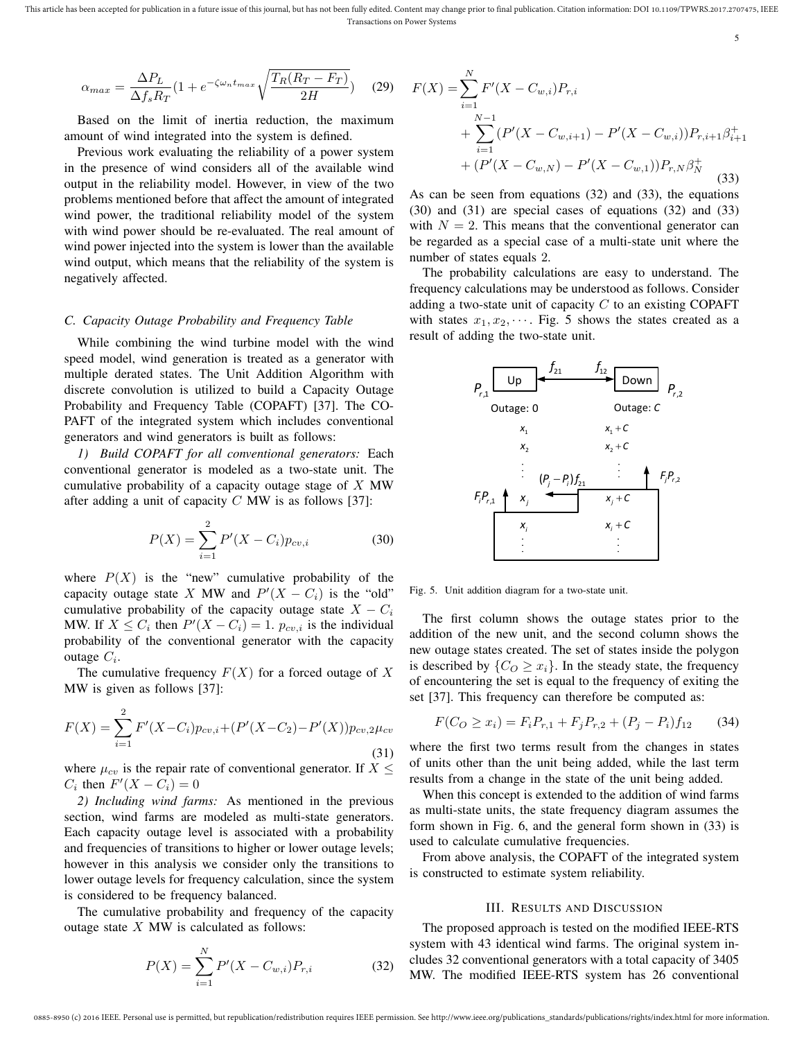$$\alpha_{max} = \frac{\Delta P_L}{\Delta f_s R_T}\left(1 + e^{-\zeta \omega_n t_{max}} \sqrt{\frac{T_R(R_T - F_T)}{2H}}\right) \quad (29)$$

Based on the limit of inertia reduction, the maximum amount of wind integrated into the system is defined.

Previous work evaluating the reliability of a power system in the presence of wind considers all of the available wind output in the reliability model. However, in view of the two problems mentioned before that affect the amount of integrated wind power, the traditional reliability model of the system with wind power should be re-evaluated. The real amount of wind power injected into the system is lower than the available wind output, which means that the reliability of the system is negatively affected.

### C. Capacity Outage Probability and Frequency Table

While combining the wind turbine model with the wind speed model, wind generation is treated as a generator with multiple derated states. The Unit Addition Algorithm with discrete convolution is utilized to build a Capacity Outage Probability and Frequency Table (COPAFT) [37]. The COPAFT of the integrated system which includes conventional generators and wind generators is built as follows:

*1) Build COPAFT for all conventional generators:* Each conventional generator is modeled as a two-state unit. The cumulative probability of a capacity outage stage of $X$ MW after adding a unit of capacity $C$ MW is as follows [37]:

$$P(X) = \sum_{i=1}^{2} P'(X - C_i) p_{cv,i} \quad (30)$$

where $P(X)$ is the "new" cumulative probability of the capacity outage state $X$ MW and $P'(X - C_i)$ is the "old" cumulative probability of the capacity outage state $X - C_i$ MW. If $X \leq C_i$ then $P'(X - C_i) = 1$. $p_{cv,i}$ is the individual probability of the conventional generator with the capacity outage $C_i$.

The cumulative frequency $F(X)$ for a forced outage of $X$ MW is given as follows [37]:

$$F(X) = \sum_{i=1}^{2} F'(X - C_i) p_{cv,i} + (P'(X - C_2) - P'(X)) p_{cv,2} \mu_{cv} \quad (31)$$

where $\mu_{cv}$ is the repair rate of conventional generator. If $X \leq C_i$ then $F'(X - C_i) = 0$

*2) Including wind farms:* As mentioned in the previous section, wind farms are modeled as multi-state generators. Each capacity outage level is associated with a probability and frequencies of transitions to higher or lower outage levels; however in this analysis we consider only the transitions to lower outage levels for frequency calculation, since the system is considered to be frequency balanced.

The cumulative probability and frequency of the capacity outage state $X$ MW is calculated as follows:

$$P(X) = \sum_{i=1}^{N} P'(X - C_{w,i}) P_{r,i} \quad (32)$$

$$\begin{aligned} F(X) = &\sum_{i=1}^{N} F'(X - C_{w,i}) P_{r,i} \\ &+ \sum_{i=1}^{N-1} (P'(X - C_{w,i+1}) - P'(X - C_{w,i})) P_{r,i+1} \beta_{i+1}^{+} \\ &+ (P'(X - C_{w,N}) - P'(X - C_{w,1})) P_{r,N} \beta_N^{+} \end{aligned} \quad (33)$$

As can be seen from equations (32) and (33), the equations (30) and (31) are special cases of equations (32) and (33) with $N = 2$. This means that the conventional generator can be regarded as a special case of a multi-state unit where the number of states equals 2.

The probability calculations are easy to understand. The frequency calculations may be understood as follows. Consider adding a two-state unit of capacity $C$ to an existing COPAFT with states $x_1, x_2, \cdots$. Fig. 5 shows the states created as a result of adding the two-state unit.

Fig. 5. Unit addition diagram for a two-state unit.

The first column shows the outage states prior to the addition of the new unit, and the second column shows the new outage states created. The set of states inside the polygon is described by $\{C_O \geq x_i\}$. In the steady state, the frequency of encountering the set is equal to the frequency of exiting the set [37]. This frequency can therefore be computed as:

$$F(C_O \geq x_i) = F_i P_{r,1} + F_j P_{r,2} + (P_j - P_i) f_{12} \quad (34)$$

where the first two terms result from the changes in states of units other than the unit being added, while the last term results from a change in the state of the unit being added.

When this concept is extended to the addition of wind farms as multi-state units, the state frequency diagram assumes the form shown in Fig. 6, and the general form shown in (33) is used to calculate cumulative frequencies.

From above analysis, the COPAFT of the integrated system is constructed to estimate system reliability.

## III. Results and Discussion

The proposed approach is tested on the modified IEEE-RTS system with 43 identical wind farms. The original system includes 32 conventional generators with a total capacity of 3405 MW. The modified IEEE-RTS system has 26 conventional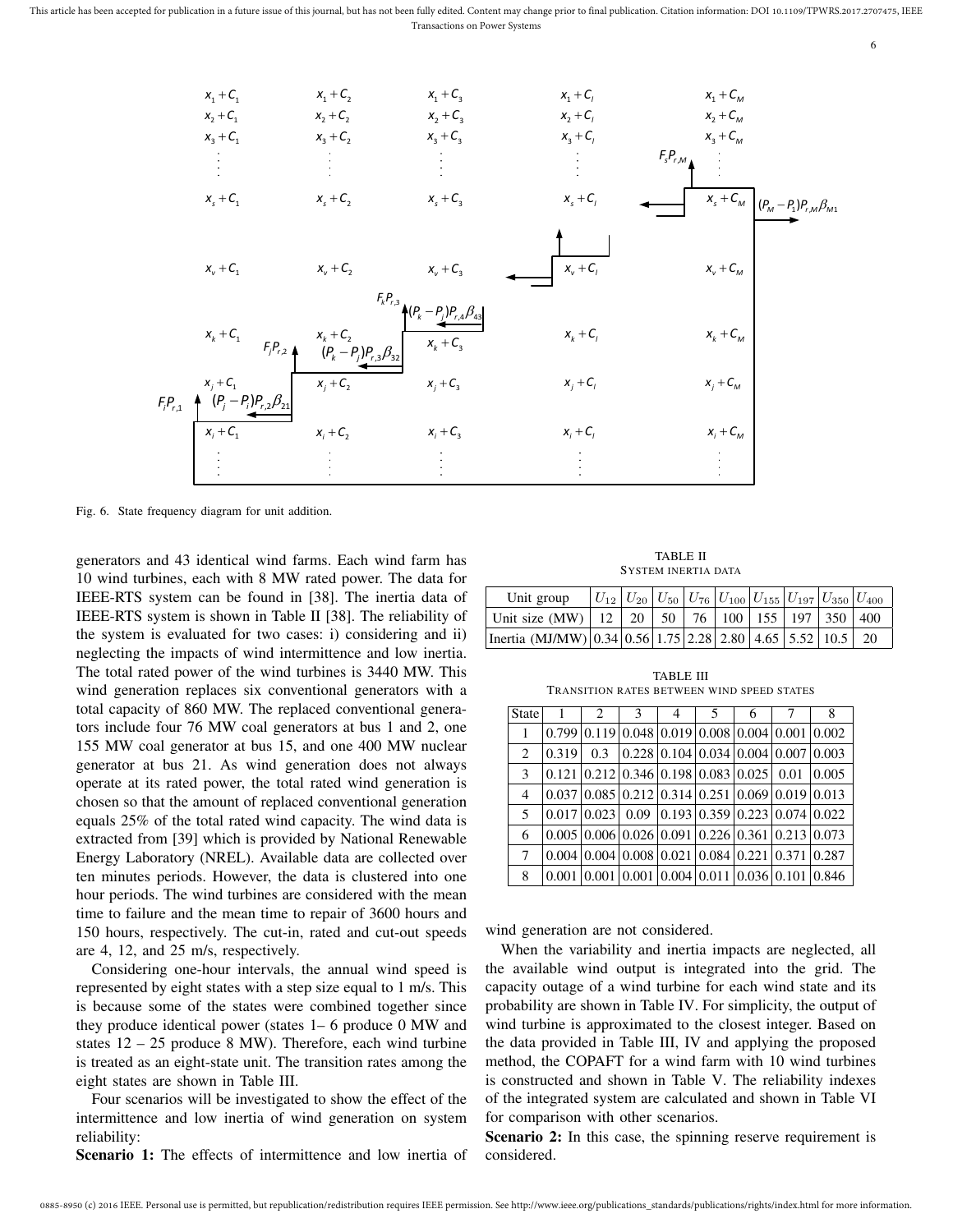Fig. 6. State frequency diagram for unit addition.

generators and 43 identical wind farms. Each wind farm has 10 wind turbines, each with 8 MW rated power. The data for IEEE-RTS system can be found in [38]. The inertia data of IEEE-RTS system is shown in Table II [38]. The reliability of the system is evaluated for two cases: i) considering and ii) neglecting the impacts of wind intermittence and low inertia. The total rated power of the wind turbines is 3440 MW. This wind generation replaces six conventional generators with a total capacity of 860 MW. The replaced conventional generators include four 76 MW coal generators at bus 1 and 2, one 155 MW coal generator at bus 15, and one 400 MW nuclear generator at bus 21. As wind generation does not always operate at its rated power, the total rated wind generation is chosen so that the amount of replaced conventional generation equals 25% of the total rated wind capacity. The wind data is extracted from [39] which is provided by National Renewable Energy Laboratory (NREL). Available data are collected over ten minutes periods. However, the data is clustered into one hour periods. The wind turbines are considered with the mean time to failure and the mean time to repair of 3600 hours and 150 hours, respectively. The cut-in, rated and cut-out speeds are 4, 12, and 25 m/s, respectively.

Considering one-hour intervals, the annual wind speed is represented by eight states with a step size equal to 1 m/s. This is because some of the states were combined together since they produce identical power (states 1– 6 produce 0 MW and states 12 – 25 produce 8 MW). Therefore, each wind turbine is treated as an eight-state unit. The transition rates among the eight states are shown in Table III.

Four scenarios will be investigated to show the effect of the intermittence and low inertia of wind generation on system reliability:

**Scenario 1:** The effects of intermittence and low inertia of wind generation are not considered.

When the variability and inertia impacts are neglected, all the available wind output is integrated into the grid. The capacity outage of a wind turbine for each wind state and its probability are shown in Table IV. For simplicity, the output of wind turbine is approximated to the closest integer. Based on the data provided in Table III, IV and applying the proposed method, the COPAFT for a wind farm with 10 wind turbines is constructed and shown in Table V. The reliability indexes of the integrated system are calculated and shown in Table VI for comparison with other scenarios.

**Scenario 2:** In this case, the spinning reserve requirement is considered.

TABLE II
SYSTEM INERTIA DATA

| Unit group | $U_{12}$ | $U_{20}$ | $U_{50}$ | $U_{76}$ | $U_{100}$ | $U_{155}$ | $U_{197}$ | $U_{350}$ | $U_{400}$ |
|---|---|---|---|---|---|---|---|---|---|
| Unit size (MW) | 12 | 20 | 50 | 76 | 100 | 155 | 197 | 350 | 400 |
| Inertia (MJ/MW) | 0.34 | 0.56 | 1.75 | 2.28 | 2.80 | 4.65 | 5.52 | 10.5 | 20 |

TABLE III
TRANSITION RATES BETWEEN WIND SPEED STATES

| State | 1 | 2 | 3 | 4 | 5 | 6 | 7 | 8 |
|---|---|---|---|---|---|---|---|---|
| 1 | 0.799 | 0.119 | 0.048 | 0.019 | 0.008 | 0.004 | 0.001 | 0.002 |
| 2 | 0.319 | 0.3 | 0.228 | 0.104 | 0.034 | 0.004 | 0.007 | 0.003 |
| 3 | 0.121 | 0.212 | 0.346 | 0.198 | 0.083 | 0.025 | 0.01 | 0.005 |
| 4 | 0.037 | 0.085 | 0.212 | 0.314 | 0.251 | 0.069 | 0.019 | 0.013 |
| 5 | 0.017 | 0.023 | 0.09 | 0.193 | 0.359 | 0.223 | 0.074 | 0.022 |
| 6 | 0.005 | 0.006 | 0.026 | 0.091 | 0.226 | 0.361 | 0.213 | 0.073 |
| 7 | 0.004 | 0.004 | 0.008 | 0.021 | 0.084 | 0.221 | 0.371 | 0.287 |
| 8 | 0.001 | 0.001 | 0.001 | 0.004 | 0.011 | 0.036 | 0.101 | 0.846 |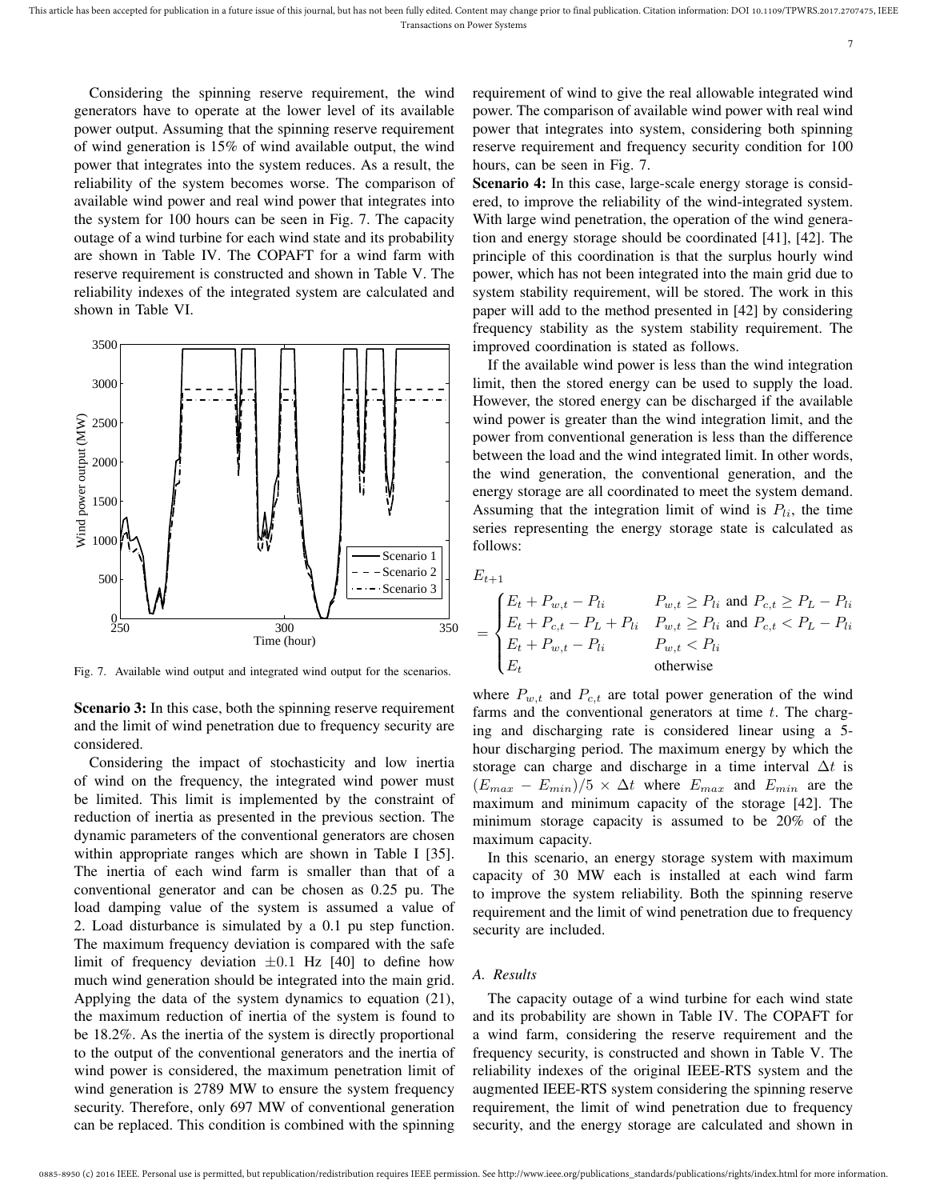Considering the spinning reserve requirement, the wind generators have to operate at the lower level of its available power output. Assuming that the spinning reserve requirement of wind generation is 15% of wind available output, the wind power that integrates into the system reduces. As a result, the reliability of the system becomes worse. The comparison of available wind power and real wind power that integrates into the system for 100 hours can be seen in Fig. 7. The capacity outage of a wind turbine for each wind state and its probability are shown in Table IV. The COPAFT for a wind farm with reserve requirement is constructed and shown in Table V. The reliability indexes of the integrated system are calculated and shown in Table VI.

Fig. 7. Available wind output and integrated wind output for the scenarios.

**Scenario 3:** In this case, both the spinning reserve requirement and the limit of wind penetration due to frequency security are considered.

Considering the impact of stochasticity and low inertia of wind on the frequency, the integrated wind power must be limited. This limit is implemented by the constraint of reduction of inertia as presented in the previous section. The dynamic parameters of the conventional generators are chosen within appropriate ranges which are shown in Table I [35]. The inertia of each wind farm is smaller than that of a conventional generator and can be chosen as 0.25 pu. The load damping value of the system is assumed a value of 2. Load disturbance is simulated by a 0.1 pu step function. The maximum frequency deviation is compared with the safe limit of frequency deviation $\pm 0.1$ Hz [40] to define how much wind generation should be integrated into the main grid. Applying the data of the system dynamics to equation (21), the maximum reduction of inertia of the system is found to be 18.2%. As the inertia of the system is directly proportional to the output of the conventional generators and the inertia of wind power is considered, the maximum penetration limit of wind generation is 2789 MW to ensure the system frequency security. Therefore, only 697 MW of conventional generation can be replaced. This condition is combined with the spinning requirement of wind to give the real allowable integrated wind power. The comparison of available wind power with real wind power that integrates into system, considering both spinning reserve requirement and frequency security condition for 100 hours, can be seen in Fig. 7.

**Scenario 4:** In this case, large-scale energy storage is considered, to improve the reliability of the wind-integrated system. With large wind penetration, the operation of the wind generation and energy storage should be coordinated [41], [42]. The principle of this coordination is that the surplus hourly wind power, which has not been integrated into the main grid due to system stability requirement, will be stored. The work in this paper will add to the method presented in [42] by considering frequency stability as the system stability requirement. The improved coordination is stated as follows.

If the available wind power is less than the wind integration limit, then the stored energy can be used to supply the load. However, the stored energy can be discharged if the available wind power is greater than the wind integration limit, and the power from conventional generation is less than the difference between the load and the wind integrated limit. In other words, the wind generation, the conventional generation, and the energy storage are all coordinated to meet the system demand. Assuming that the integration limit of wind is $P_{li}$, the time series representing the energy storage state is calculated as follows:

$$E_{t+1} = \begin{cases} E_t + P_{w,t} - P_{li} & P_{w,t} \geq P_{li} \text{ and } P_{c,t} \geq P_L - P_{li} \\ E_t + P_{c,t} - P_L + P_{li} & P_{w,t} \geq P_{li} \text{ and } P_{c,t} < P_L - P_{li} \\ E_t + P_{w,t} - P_{li} & P_{w,t} < P_{li} \\ E_t & \text{otherwise} \end{cases}$$

where $P_{w,t}$ and $P_{c,t}$ are total power generation of the wind farms and the conventional generators at time $t$. The charging and discharging rate is considered linear using a 5-hour discharging period. The maximum energy by which the storage can charge and discharge in a time interval $\Delta t$ is $(E_{max} - E_{min})/5 \times \Delta t$ where $E_{max}$ and $E_{min}$ are the maximum and minimum capacity of the storage [42]. The minimum storage capacity is assumed to be 20% of the maximum capacity.

In this scenario, an energy storage system with maximum capacity of 30 MW each is installed at each wind farm to improve the system reliability. Both the spinning reserve requirement and the limit of wind penetration due to frequency security are included.

### A. Results

The capacity outage of a wind turbine for each wind state and its probability are shown in Table IV. The COPAFT for a wind farm, considering the reserve requirement and the frequency security, is constructed and shown in Table V. The reliability indexes of the original IEEE-RTS system and the augmented IEEE-RTS system considering the spinning reserve requirement, the limit of wind penetration due to frequency security, and the energy storage are calculated and shown in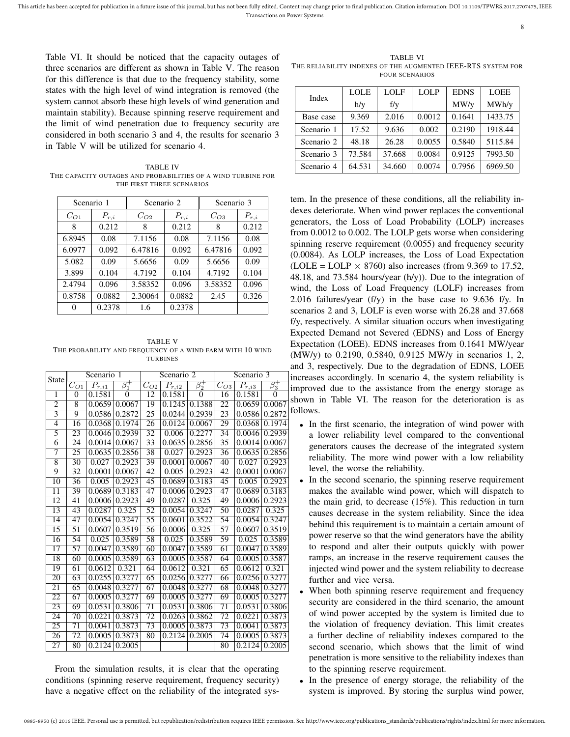Table VI. It should be noticed that the capacity outages of three scenarios are different as shown in Table V. The reason for this difference is that due to the frequency stability, some states with the high level of wind integration is removed (the system cannot absorb these high levels of wind generation and maintain stability). Because spinning reserve requirement and the limit of wind penetration due to frequency security are considered in both scenario 3 and 4, the results for scenario 3 in Table V will be utilized for scenario 4.

TABLE IV
THE CAPACITY OUTAGES AND PROBABILITIES OF A WIND TURBINE FOR THE FIRST THREE SCENARIOS

| Scenario 1 | | Scenario 2 | | Scenario 3 | |
|---|---|---|---|---|---|
| $C_{O1}$ | $P_{r,i}$ | $C_{O2}$ | $P_{r,i}$ | $C_{O3}$ | $P_{r,i}$ |
| 8 | 0.212 | 8 | 0.212 | 8 | 0.212 |
| 6.8945 | 0.08 | 7.1156 | 0.08 | 7.1156 | 0.08 |
| 6.0977 | 0.092 | 6.47816 | 0.092 | 6.47816 | 0.092 |
| 5.082 | 0.09 | 5.6656 | 0.09 | 5.6656 | 0.09 |
| 3.899 | 0.104 | 4.7192 | 0.104 | 4.7192 | 0.104 |
| 2.4794 | 0.096 | 3.58352 | 0.096 | 3.58352 | 0.096 |
| 0.8758 | 0.0882 | 2.30064 | 0.0882 | 2.45 | 0.326 |
| 0 | 0.2378 | 1.6 | 0.2378 | | |

TABLE V
THE PROBABILITY AND FREQUENCY OF A WIND FARM WITH 10 WIND TURBINES

| State | Scenario 1 | | | Scenario 2 | | | Scenario 3 | | |
|---|---|---|---|---|---|---|---|---|---|
| | $C_{O1}$ | $P_{r,i1}$ | $\beta_1^+$ | $C_{O2}$ | $P_{r,i2}$ | $\beta_2^+$ | $C_{O3}$ | $P_{r,i3}$ | $\beta_3^+$ |
| 1 | 0 | 0.1581 | 0 | 12 | 0.1581 | 0 | 16 | 0.1581 | 0 |
| 2 | 8 | 0.0659 | 0.0067 | 19 | 0.1245 | 0.1388 | 22 | 0.0659 | 0.0067 |
| 3 | 9 | 0.0586 | 0.2872 | 25 | 0.0244 | 0.2939 | 23 | 0.0586 | 0.2872 |
| 4 | 16 | 0.0368 | 0.1974 | 26 | 0.0124 | 0.0067 | 29 | 0.0368 | 0.1974 |
| 5 | 23 | 0.0046 | 0.2939 | 32 | 0.006 | 0.2277 | 34 | 0.0046 | 0.2939 |
| 6 | 24 | 0.0014 | 0.0067 | 33 | 0.0635 | 0.2856 | 35 | 0.0014 | 0.0067 |
| 7 | 25 | 0.0635 | 0.2856 | 38 | 0.027 | 0.2923 | 36 | 0.0635 | 0.2856 |
| 8 | 30 | 0.027 | 0.2923 | 39 | 0.0001 | 0.0067 | 40 | 0.027 | 0.2923 |
| 9 | 32 | 0.0001 | 0.0067 | 42 | 0.005 | 0.2923 | 42 | 0.0001 | 0.0067 |
| 10 | 36 | 0.005 | 0.2923 | 45 | 0.0689 | 0.3183 | 45 | 0.005 | 0.2923 |
| 11 | 39 | 0.0689 | 0.3183 | 47 | 0.0006 | 0.2923 | 47 | 0.0689 | 0.3183 |
| 12 | 41 | 0.0006 | 0.2923 | 49 | 0.0287 | 0.325 | 49 | 0.0006 | 0.2923 |
| 13 | 43 | 0.0287 | 0.325 | 52 | 0.0054 | 0.3247 | 50 | 0.0287 | 0.325 |
| 14 | 47 | 0.0054 | 0.3247 | 55 | 0.0601 | 0.3522 | 54 | 0.0054 | 0.3247 |
| 15 | 51 | 0.0607 | 0.3519 | 56 | 0.0006 | 0.325 | 57 | 0.0607 | 0.3519 |
| 16 | 54 | 0.025 | 0.3589 | 58 | 0.025 | 0.3589 | 59 | 0.025 | 0.3589 |
| 17 | 57 | 0.0047 | 0.3589 | 60 | 0.0047 | 0.3589 | 61 | 0.0047 | 0.3589 |
| 18 | 60 | 0.0005 | 0.3589 | 63 | 0.0005 | 0.3587 | 64 | 0.0005 | 0.3587 |
| 19 | 61 | 0.0612 | 0.321 | 64 | 0.0612 | 0.321 | 65 | 0.0612 | 0.321 |
| 20 | 63 | 0.0255 | 0.3277 | 65 | 0.0256 | 0.3277 | 66 | 0.0256 | 0.3277 |
| 21 | 65 | 0.0048 | 0.3277 | 67 | 0.0048 | 0.3277 | 68 | 0.0048 | 0.3277 |
| 22 | 67 | 0.0005 | 0.3277 | 69 | 0.0005 | 0.3277 | 69 | 0.0005 | 0.3277 |
| 23 | 69 | 0.0531 | 0.3806 | 71 | 0.0531 | 0.3806 | 71 | 0.0531 | 0.3806 |
| 24 | 70 | 0.0221 | 0.3873 | 72 | 0.0263 | 0.3862 | 72 | 0.0221 | 0.3873 |
| 25 | 71 | 0.0041 | 0.3873 | 73 | 0.0005 | 0.3873 | 73 | 0.0041 | 0.3873 |
| 26 | 72 | 0.0005 | 0.3873 | 80 | 0.2124 | 0.2005 | 74 | 0.0005 | 0.3873 |
| 27 | 80 | 0.2124 | 0.2005 | | | | 80 | 0.2124 | 0.2005 |

From the simulation results, it is clear that the operating conditions (spinning reserve requirement, frequency security) have a negative effect on the reliability of the integrated system. In the presence of these conditions, all the reliability indexes deteriorate. When wind power replaces the conventional generators, the Loss of Load Probability (LOLP) increases from 0.0012 to 0.002. The LOLP gets worse when considering spinning reserve requirement (0.0055) and frequency security (0.0084). As LOLP increases, the Loss of Load Expectation (LOLE = LOLP × 8760) also increases (from 9.369 to 17.52, 48.18, and 73.584 hours/year (h/y)). Due to the integration of wind, the Loss of Load Frequency (LOLF) increases from 2.016 failures/year (f/y) in the base case to 9.636 f/y. In scenarios 2 and 3, LOLF is even worse with 26.28 and 37.668 f/y, respectively. A similar situation occurs when investigating Expected Demand not Severed (EDNS) and Loss of Energy Expectation (LOEE). EDNS increases from 0.1641 MW/year (MW/y) to 0.2190, 0.5840, 0.9125 MW/y in scenarios 1, 2, and 3, respectively. Due to the degradation of EDNS, LOEE increases accordingly. In scenario 4, the system reliability is improved due to the assistance from the energy storage as shown in Table VI. The reason for the deterioration is as follows.

TABLE VI
THE RELIABILITY INDEXES OF THE AUGMENTED IEEE-RTS SYSTEM FOR FOUR SCENARIOS

| Index | LOLE h/y | LOLF f/y | LOLP | EDNS MW/y | LOEE MWh/y |
|---|---|---|---|---|---|
| Base case | 9.369 | 2.016 | 0.0012 | 0.1641 | 1433.75 |
| Scenario 1 | 17.52 | 9.636 | 0.002 | 0.2190 | 1918.44 |
| Scenario 2 | 48.18 | 26.28 | 0.0055 | 0.5840 | 5115.84 |
| Scenario 3 | 73.584 | 37.668 | 0.0084 | 0.9125 | 7993.50 |
| Scenario 4 | 64.531 | 34.660 | 0.0074 | 0.7956 | 6969.50 |

- In the first scenario, the integration of wind power with a lower reliability level compared to the conventional generators causes the decrease of the integrated system reliability. The more wind power with a low reliability level, the worse the reliability.
- In the second scenario, the spinning reserve requirement makes the available wind power, which will dispatch to the main grid, to decrease (15%). This reduction in turn causes decrease in the system reliability. Since the idea behind this requirement is to maintain a certain amount of power reserve so that the wind generators have the ability to respond and alter their outputs quickly with power ramps, an increase in the reserve requirement causes the injected wind power and the system reliability to decrease further and vice versa.
- When both spinning reserve requirement and frequency security are considered in the third scenario, the amount of wind power accepted by the system is limited due to the violation of frequency deviation. This limit creates a further decline of reliability indexes compared to the second scenario, which shows that the limit of wind penetration is more sensitive to the reliability indexes than to the spinning reserve requirement.
- In the presence of energy storage, the reliability of the system is improved. By storing the surplus wind power,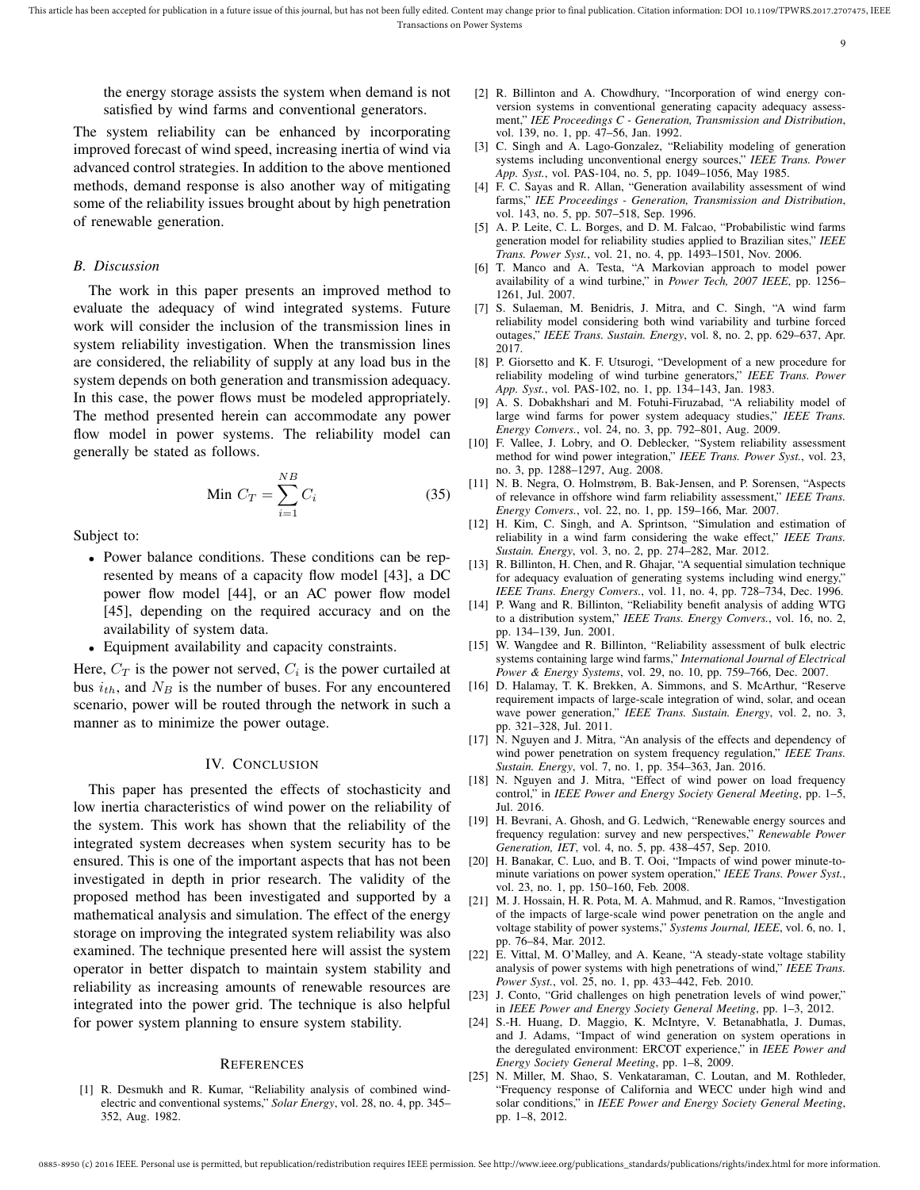the energy storage assists the system when demand is not satisfied by wind farms and conventional generators.

The system reliability can be enhanced by incorporating improved forecast of wind speed, increasing inertia of wind via advanced control strategies. In addition to the above mentioned methods, demand response is also another way of mitigating some of the reliability issues brought about by high penetration of renewable generation.

### B. Discussion

The work in this paper presents an improved method to evaluate the adequacy of wind integrated systems. Future work will consider the inclusion of the transmission lines in system reliability investigation. When the transmission lines are considered, the reliability of supply at any load bus in the system depends on both generation and transmission adequacy. In this case, the power flows must be modeled appropriately. The method presented herein can accommodate any power flow model in power systems. The reliability model can generally be stated as follows.

$$\text{Min } C_T = \sum_{i=1}^{NB} C_i \tag{35}$$

Subject to:

- Power balance conditions. These conditions can be represented by means of a capacity flow model [43], a DC power flow model [44], or an AC power flow model [45], depending on the required accuracy and on the availability of system data.
- Equipment availability and capacity constraints.

Here, $C_T$ is the power not served, $C_i$ is the power curtailed at bus $i_{th}$, and $N_B$ is the number of buses. For any encountered scenario, power will be routed through the network in such a manner as to minimize the power outage.

## IV. Conclusion

This paper has presented the effects of stochasticity and low inertia characteristics of wind power on the reliability of the system. This work has shown that the reliability of the integrated system decreases when system security has to be ensured. This is one of the important aspects that has not been investigated in depth in prior research. The validity of the proposed method has been investigated and supported by a mathematical analysis and simulation. The effect of the energy storage on improving the integrated system reliability was also examined. The technique presented here will assist the system operator in better dispatch to maintain system stability and reliability as increasing amounts of renewable resources are integrated into the power grid. The technique is also helpful for power system planning to ensure system stability.

## References

[1] R. Desmukh and R. Kumar, "Reliability analysis of combined wind-electric and conventional systems," *Solar Energy*, vol. 28, no. 4, pp. 345–352, Aug. 1982.

[2] R. Billinton and A. Chowdhury, "Incorporation of wind energy conversion systems in conventional generating capacity adequacy assessment," *IEE Proceedings C - Generation, Transmission and Distribution*, vol. 139, no. 1, pp. 47–56, Jan. 1992.

[3] C. Singh and A. Lago-Gonzalez, "Reliability modeling of generation systems including unconventional energy sources," *IEEE Trans. Power App. Syst.*, vol. PAS-104, no. 5, pp. 1049–1056, May 1985.

[4] F. C. Sayas and R. Allan, "Generation availability assessment of wind farms," *IEE Proceedings - Generation, Transmission and Distribution*, vol. 143, no. 5, pp. 507–518, Sep. 1996.

[5] A. P. Leite, C. L. Borges, and D. M. Falcao, "Probabilistic wind farms generation model for reliability studies applied to Brazilian sites," *IEEE Trans. Power Syst.*, vol. 21, no. 4, pp. 1493–1501, Nov. 2006.

[6] T. Manco and A. Testa, "A Markovian approach to model power availability of a wind turbine," in *Power Tech, 2007 IEEE*, pp. 1256–1261, Jul. 2007.

[7] S. Sulaeman, M. Benidris, J. Mitra, and C. Singh, "A wind farm reliability model considering both wind variability and turbine forced outages," *IEEE Trans. Sustain. Energy*, vol. 8, no. 2, pp. 629–637, Apr. 2017.

[8] P. Giorsetto and K. F. Utsurogi, "Development of a new procedure for reliability modeling of wind turbine generators," *IEEE Trans. Power App. Syst.*, vol. PAS-102, no. 1, pp. 134–143, Jan. 1983.

[9] A. S. Dobakhshari and M. Fotuhi-Firuzabad, "A reliability model of large wind farms for power system adequacy studies," *IEEE Trans. Energy Convers.*, vol. 24, no. 3, pp. 792–801, Aug. 2009.

[10] F. Vallee, J. Lobry, and O. Deblecker, "System reliability assessment method for wind power integration," *IEEE Trans. Power Syst.*, vol. 23, no. 3, pp. 1288–1297, Aug. 2008.

[11] N. B. Negra, O. Holmstrøm, B. Bak-Jensen, and P. Sorensen, "Aspects of relevance in offshore wind farm reliability assessment," *IEEE Trans. Energy Convers.*, vol. 22, no. 1, pp. 159–166, Mar. 2007.

[12] H. Kim, C. Singh, and A. Sprintson, "Simulation and estimation of reliability in a wind farm considering the wake effect," *IEEE Trans. Sustain. Energy*, vol. 3, no. 2, pp. 274–282, Mar. 2012.

[13] R. Billinton, H. Chen, and R. Ghajar, "A sequential simulation technique for adequacy evaluation of generating systems including wind energy," *IEEE Trans. Energy Convers.*, vol. 11, no. 4, pp. 728–734, Dec. 1996.

[14] P. Wang and R. Billinton, "Reliability benefit analysis of adding WTG to a distribution system," *IEEE Trans. Energy Convers.*, vol. 16, no. 2, pp. 134–139, Jun. 2001.

[15] W. Wangdee and R. Billinton, "Reliability assessment of bulk electric systems containing large wind farms," *International Journal of Electrical Power & Energy Systems*, vol. 29, no. 10, pp. 759–766, Dec. 2007.

[16] D. Halamay, T. K. Brekken, A. Simmons, and S. McArthur, "Reserve requirement impacts of large-scale integration of wind, solar, and ocean wave power generation," *IEEE Trans. Sustain. Energy*, vol. 2, no. 3, pp. 321–328, Jul. 2011.

[17] N. Nguyen and J. Mitra, "An analysis of the effects and dependency of wind power penetration on system frequency regulation," *IEEE Trans. Sustain. Energy*, vol. 7, no. 1, pp. 354–363, Jan. 2016.

[18] N. Nguyen and J. Mitra, "Effect of wind power on load frequency control," in *IEEE Power and Energy Society General Meeting*, pp. 1–5, Jul. 2016.

[19] H. Bevrani, A. Ghosh, and G. Ledwich, "Renewable energy sources and frequency regulation: survey and new perspectives," *Renewable Power Generation, IET*, vol. 4, no. 5, pp. 438–457, Sep. 2010.

[20] H. Banakar, C. Luo, and B. T. Ooi, "Impacts of wind power minute-to-minute variations on power system operation," *IEEE Trans. Power Syst.*, vol. 23, no. 1, pp. 150–160, Feb. 2008.

[21] M. J. Hossain, H. R. Pota, M. A. Mahmud, and R. Ramos, "Investigation of the impacts of large-scale wind power penetration on the angle and voltage stability of power systems," *Systems Journal, IEEE*, vol. 6, no. 1, pp. 76–84, Mar. 2012.

[22] E. Vittal, M. O'Malley, and A. Keane, "A steady-state voltage stability analysis of power systems with high penetrations of wind," *IEEE Trans. Power Syst.*, vol. 25, no. 1, pp. 433–442, Feb. 2010.

[23] J. Conto, "Grid challenges on high penetration levels of wind power," in *IEEE Power and Energy Society General Meeting*, pp. 1–3, 2012.

[24] S.-H. Huang, D. Maggio, K. McIntyre, V. Betanabhatla, J. Dumas, and J. Adams, "Impact of wind generation on system operations in the deregulated environment: ERCOT experience," in *IEEE Power and Energy Society General Meeting*, pp. 1–8, 2009.

[25] N. Miller, M. Shao, S. Venkataraman, C. Loutan, and M. Rothleder, "Frequency response of California and WECC under high wind and solar conditions," in *IEEE Power and Energy Society General Meeting*, pp. 1–8, 2012.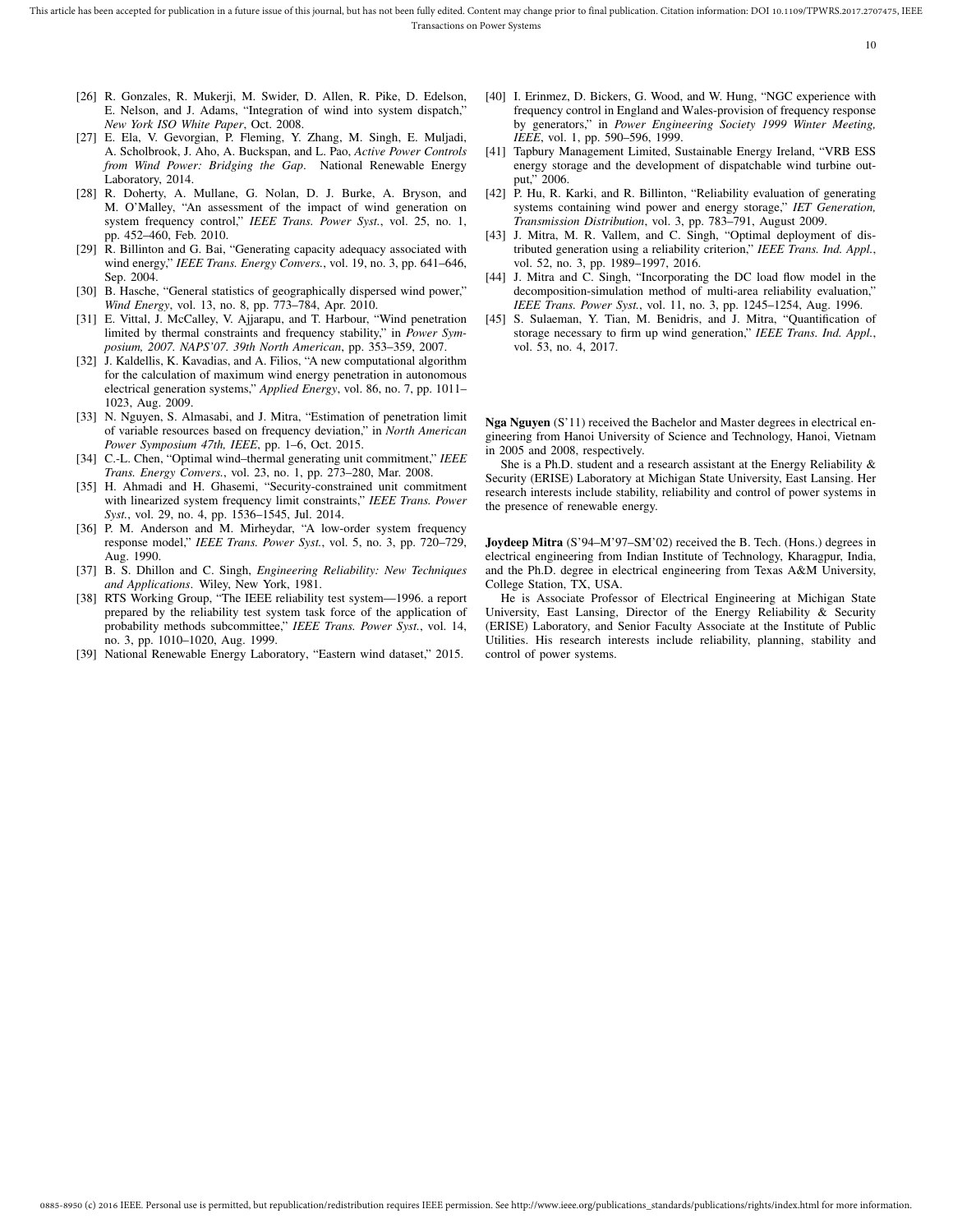[26] R. Gonzales, R. Mukerji, M. Swider, D. Allen, R. Pike, D. Edelson, E. Nelson, and J. Adams, "Integration of wind into system dispatch," *New York ISO White Paper*, Oct. 2008.

[27] E. Ela, V. Gevorgian, P. Fleming, Y. Zhang, M. Singh, E. Muljadi, A. Scholbrook, J. Aho, A. Buckspan, and L. Pao, *Active Power Controls from Wind Power: Bridging the Gap*. National Renewable Energy Laboratory, 2014.

[28] R. Doherty, A. Mullane, G. Nolan, D. J. Burke, A. Bryson, and M. O'Malley, "An assessment of the impact of wind generation on system frequency control," *IEEE Trans. Power Syst.*, vol. 25, no. 1, pp. 452–460, Feb. 2010.

[29] R. Billinton and G. Bai, "Generating capacity adequacy associated with wind energy," *IEEE Trans. Energy Convers.*, vol. 19, no. 3, pp. 641–646, Sep. 2004.

[30] B. Hasche, "General statistics of geographically dispersed wind power," *Wind Energy*, vol. 13, no. 8, pp. 773–784, Apr. 2010.

[31] E. Vittal, J. McCalley, V. Ajjarapu, and T. Harbour, "Wind penetration limited by thermal constraints and frequency stability," in *Power Symposium, 2007. NAPS'07. 39th North American*, pp. 353–359, 2007.

[32] J. Kaldellis, K. Kavadias, and A. Filios, "A new computational algorithm for the calculation of maximum wind energy penetration in autonomous electrical generation systems," *Applied Energy*, vol. 86, no. 7, pp. 1011–1023, Aug. 2009.

[33] N. Nguyen, S. Almasabi, and J. Mitra, "Estimation of penetration limit of variable resources based on frequency deviation," in *North American Power Symposium 47th, IEEE*, pp. 1–6, Oct. 2015.

[34] C.-L. Chen, "Optimal wind–thermal generating unit commitment," *IEEE Trans. Energy Convers.*, vol. 23, no. 1, pp. 273–280, Mar. 2008.

[35] H. Ahmadi and H. Ghasemi, "Security-constrained unit commitment with linearized system frequency limit constraints," *IEEE Trans. Power Syst.*, vol. 29, no. 4, pp. 1536–1545, Jul. 2014.

[36] P. M. Anderson and M. Mirheydar, "A low-order system frequency response model," *IEEE Trans. Power Syst.*, vol. 5, no. 3, pp. 720–729, Aug. 1990.

[37] B. S. Dhillon and C. Singh, *Engineering Reliability: New Techniques and Applications*. Wiley, New York, 1981.

[38] RTS Working Group, "The IEEE reliability test system—1996. a report prepared by the reliability test system task force of the application of probability methods subcommittee," *IEEE Trans. Power Syst.*, vol. 14, no. 3, pp. 1010–1020, Aug. 1999.

[39] National Renewable Energy Laboratory, "Eastern wind dataset," 2015.

[40] I. Erinmez, D. Bickers, G. Wood, and W. Hung, "NGC experience with frequency control in England and Wales-provision of frequency response by generators," in *Power Engineering Society 1999 Winter Meeting, IEEE*, vol. 1, pp. 590–596, 1999.

[41] Tapbury Management Limited, Sustainable Energy Ireland, "VRB ESS energy storage and the development of dispatchable wind turbine output," 2006.

[42] P. Hu, R. Karki, and R. Billinton, "Reliability evaluation of generating systems containing wind power and energy storage," *IET Generation, Transmission Distribution*, vol. 3, pp. 783–791, August 2009.

[43] J. Mitra, M. R. Vallem, and C. Singh, "Optimal deployment of distributed generation using a reliability criterion," *IEEE Trans. Ind. Appl.*, vol. 52, no. 3, pp. 1989–1997, 2016.

[44] J. Mitra and C. Singh, "Incorporating the DC load flow model in the decomposition-simulation method of multi-area reliability evaluation," *IEEE Trans. Power Syst.*, vol. 11, no. 3, pp. 1245–1254, Aug. 1996.

[45] S. Sulaeman, Y. Tian, M. Benidris, and J. Mitra, "Quantification of storage necessary to firm up wind generation," *IEEE Trans. Ind. Appl.*, vol. 53, no. 4, 2017.

**Nga Nguyen** (S'11) received the Bachelor and Master degrees in electrical engineering from Hanoi University of Science and Technology, Hanoi, Vietnam in 2005 and 2008, respectively.

She is a Ph.D. student and a research assistant at the Energy Reliability & Security (ERISE) Laboratory at Michigan State University, East Lansing. Her research interests include stability, reliability and control of power systems in the presence of renewable energy.

**Joydeep Mitra** (S'94–M'97–SM'02) received the B. Tech. (Hons.) degrees in electrical engineering from Indian Institute of Technology, Kharagpur, India, and the Ph.D. degree in electrical engineering from Texas A&M University, College Station, TX, USA.

He is Associate Professor of Electrical Engineering at Michigan State University, East Lansing, Director of the Energy Reliability & Security (ERISE) Laboratory, and Senior Faculty Associate at the Institute of Public Utilities. His research interests include reliability, planning, stability and control of power systems.